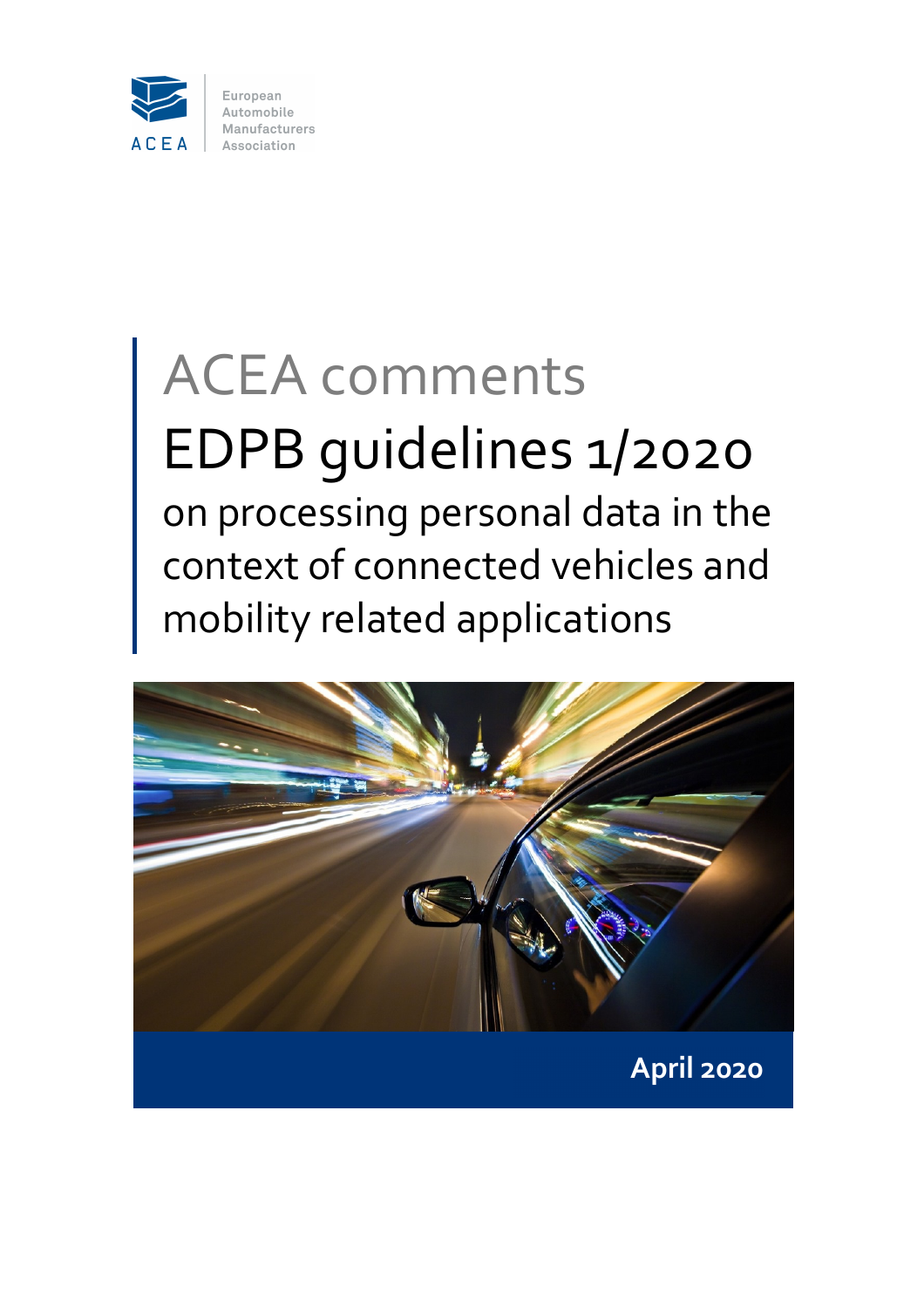ACEA

European Automobile Manufacturers Association

# ACEA comments

# EDPB guidelines 1/2020

## on processing personal data in the context of connected vehicles and mobility related applications

**April 2020**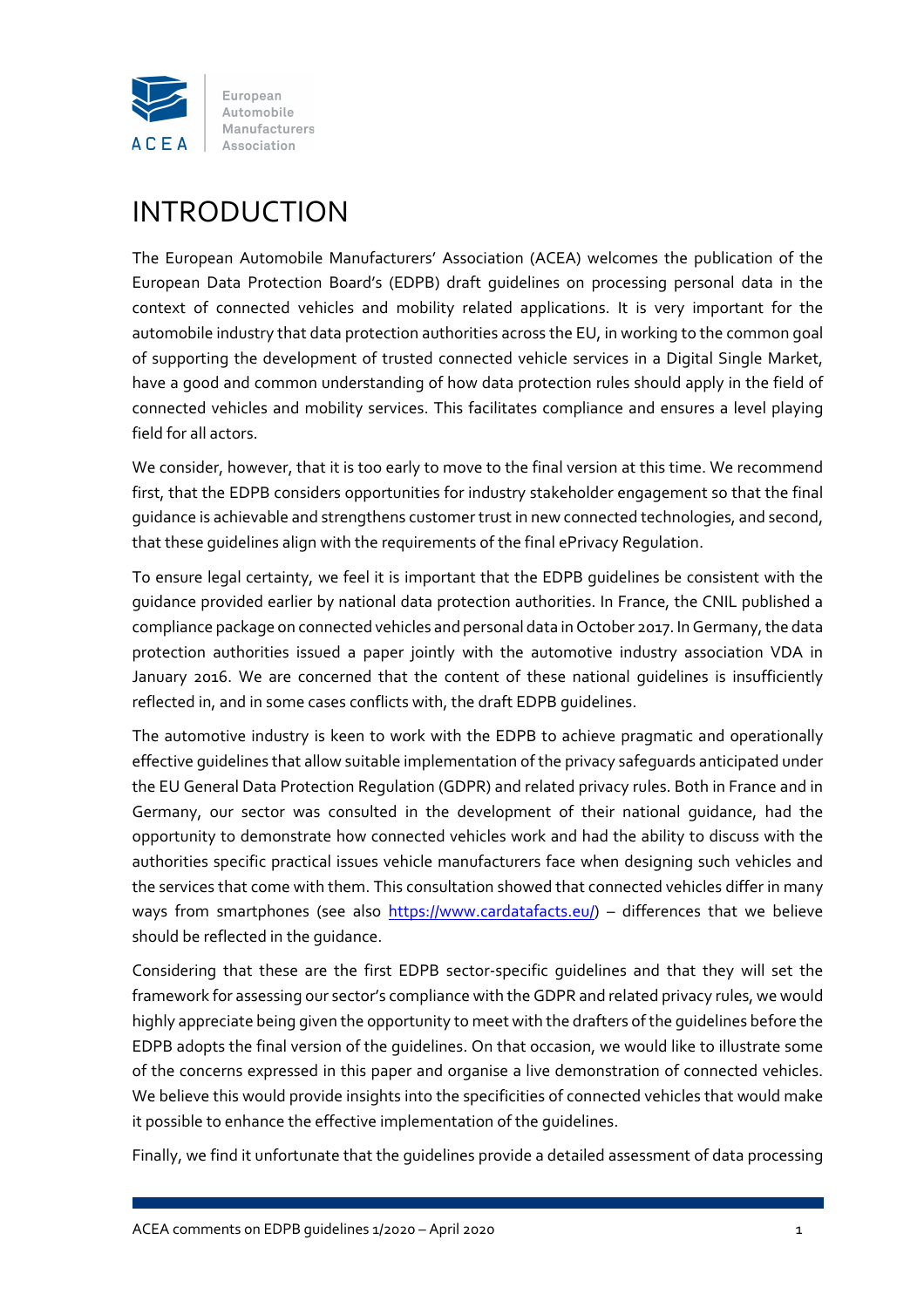# INTRODUCTION

The European Automobile Manufacturers' Association (ACEA) welcomes the publication of the European Data Protection Board's (EDPB) draft guidelines on processing personal data in the context of connected vehicles and mobility related applications. It is very important for the automobile industry that data protection authorities across the EU, in working to the common goal of supporting the development of trusted connected vehicle services in a Digital Single Market, have a good and common understanding of how data protection rules should apply in the field of connected vehicles and mobility services. This facilitates compliance and ensures a level playing field for all actors.

We consider, however, that it is too early to move to the final version at this time. We recommend first, that the EDPB considers opportunities for industry stakeholder engagement so that the final guidance is achievable and strengthens customer trust in new connected technologies, and second, that these guidelines align with the requirements of the final ePrivacy Regulation.

To ensure legal certainty, we feel it is important that the EDPB guidelines be consistent with the guidance provided earlier by national data protection authorities. In France, the CNIL published a compliance package on connected vehicles and personal data in October 2017. In Germany, the data protection authorities issued a paper jointly with the automotive industry association VDA in January 2016. We are concerned that the content of these national guidelines is insufficiently reflected in, and in some cases conflicts with, the draft EDPB guidelines.

The automotive industry is keen to work with the EDPB to achieve pragmatic and operationally effective guidelines that allow suitable implementation of the privacy safeguards anticipated under the EU General Data Protection Regulation (GDPR) and related privacy rules. Both in France and in Germany, our sector was consulted in the development of their national guidance, had the opportunity to demonstrate how connected vehicles work and had the ability to discuss with the authorities specific practical issues vehicle manufacturers face when designing such vehicles and the services that come with them. This consultation showed that connected vehicles differ in many ways from smartphones (see also [https://www.cardatafacts.eu/](https://www.cardatafacts.eu/)) – differences that we believe should be reflected in the guidance.

Considering that these are the first EDPB sector-specific guidelines and that they will set the framework for assessing our sector's compliance with the GDPR and related privacy rules, we would highly appreciate being given the opportunity to meet with the drafters of the guidelines before the EDPB adopts the final version of the guidelines. On that occasion, we would like to illustrate some of the concerns expressed in this paper and organise a live demonstration of connected vehicles. We believe this would provide insights into the specificities of connected vehicles that would make it possible to enhance the effective implementation of the guidelines.

Finally, we find it unfortunate that the guidelines provide a detailed assessment of data processing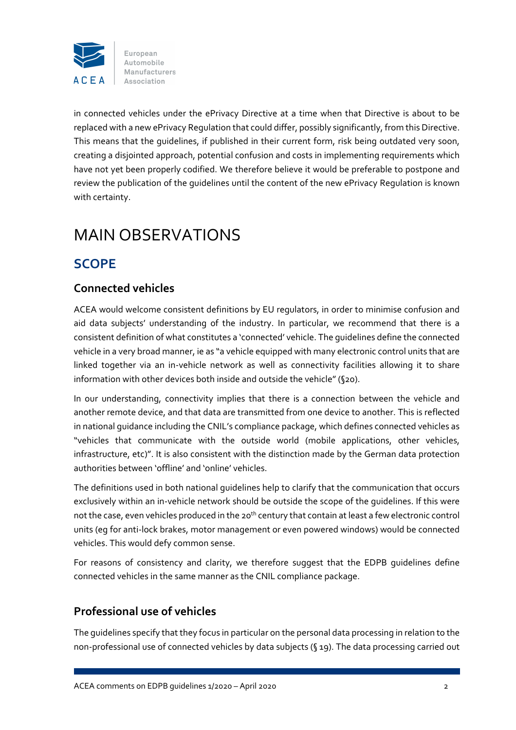in connected vehicles under the ePrivacy Directive at a time when that Directive is about to be replaced with a new ePrivacy Regulation that could differ, possibly significantly, from this Directive. This means that the guidelines, if published in their current form, risk being outdated very soon, creating a disjointed approach, potential confusion and costs in implementing requirements which have not yet been properly codified. We therefore believe it would be preferable to postpone and review the publication of the guidelines until the content of the new ePrivacy Regulation is known with certainty.

# MAIN OBSERVATIONS

## SCOPE

### Connected vehicles

ACEA would welcome consistent definitions by EU regulators, in order to minimise confusion and aid data subjects' understanding of the industry. In particular, we recommend that there is a consistent definition of what constitutes a 'connected' vehicle. The guidelines define the connected vehicle in a very broad manner, ie as "a vehicle equipped with many electronic control units that are linked together via an in-vehicle network as well as connectivity facilities allowing it to share information with other devices both inside and outside the vehicle" (§20).

In our understanding, connectivity implies that there is a connection between the vehicle and another remote device, and that data are transmitted from one device to another. This is reflected in national guidance including the CNIL's compliance package, which defines connected vehicles as "vehicles that communicate with the outside world (mobile applications, other vehicles, infrastructure, etc)". It is also consistent with the distinction made by the German data protection authorities between 'offline' and 'online' vehicles.

The definitions used in both national guidelines help to clarify that the communication that occurs exclusively within an in-vehicle network should be outside the scope of the guidelines. If this were not the case, even vehicles produced in the 20th century that contain at least a few electronic control units (eg for anti-lock brakes, motor management or even powered windows) would be connected vehicles. This would defy common sense.

For reasons of consistency and clarity, we therefore suggest that the EDPB guidelines define connected vehicles in the same manner as the CNIL compliance package.

### Professional use of vehicles

The guidelines specify that they focus in particular on the personal data processing in relation to the non-professional use of connected vehicles by data subjects (§ 19). The data processing carried out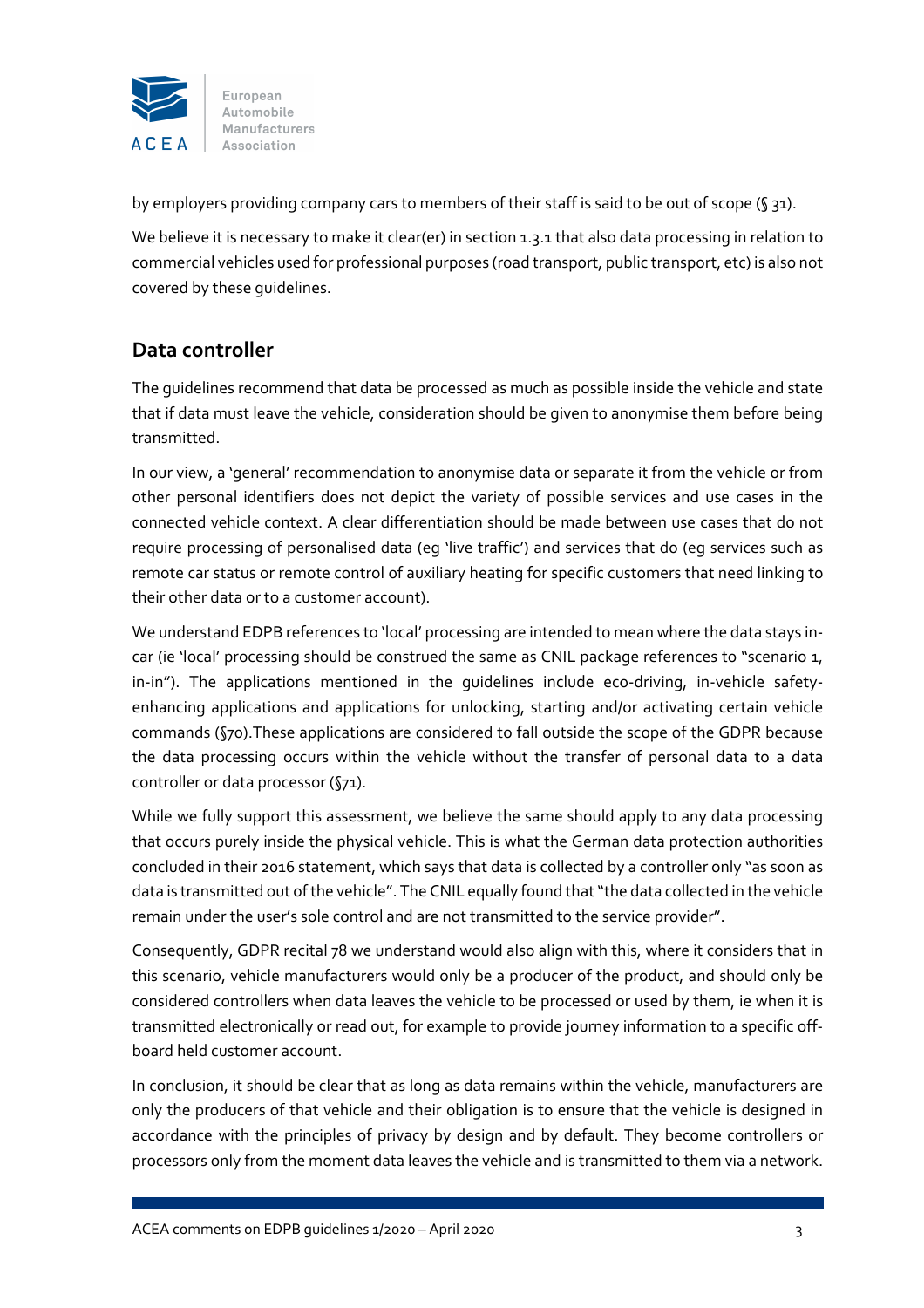by employers providing company cars to members of their staff is said to be out of scope (§ 31).

We believe it is necessary to make it clear(er) in section 1.3.1 that also data processing in relation to commercial vehicles used for professional purposes (road transport, public transport, etc) is also not covered by these guidelines.

## Data controller

The guidelines recommend that data be processed as much as possible inside the vehicle and state that if data must leave the vehicle, consideration should be given to anonymise them before being transmitted.

In our view, a 'general' recommendation to anonymise data or separate it from the vehicle or from other personal identifiers does not depict the variety of possible services and use cases in the connected vehicle context. A clear differentiation should be made between use cases that do not require processing of personalised data (eg 'live traffic') and services that do (eg services such as remote car status or remote control of auxiliary heating for specific customers that need linking to their other data or to a customer account).

We understand EDPB references to 'local' processing are intended to mean where the data stays in-car (ie 'local' processing should be construed the same as CNIL package references to "scenario 1, in-in"). The applications mentioned in the guidelines include eco-driving, in-vehicle safety-enhancing applications and applications for unlocking, starting and/or activating certain vehicle commands (§70).These applications are considered to fall outside the scope of the GDPR because the data processing occurs within the vehicle without the transfer of personal data to a data controller or data processor (§71).

While we fully support this assessment, we believe the same should apply to any data processing that occurs purely inside the physical vehicle. This is what the German data protection authorities concluded in their 2016 statement, which says that data is collected by a controller only "as soon as data is transmitted out of the vehicle". The CNIL equally found that "the data collected in the vehicle remain under the user's sole control and are not transmitted to the service provider".

Consequently, GDPR recital 78 we understand would also align with this, where it considers that in this scenario, vehicle manufacturers would only be a producer of the product, and should only be considered controllers when data leaves the vehicle to be processed or used by them, ie when it is transmitted electronically or read out, for example to provide journey information to a specific off-board held customer account.

In conclusion, it should be clear that as long as data remains within the vehicle, manufacturers are only the producers of that vehicle and their obligation is to ensure that the vehicle is designed in accordance with the principles of privacy by design and by default. They become controllers or processors only from the moment data leaves the vehicle and is transmitted to them via a network.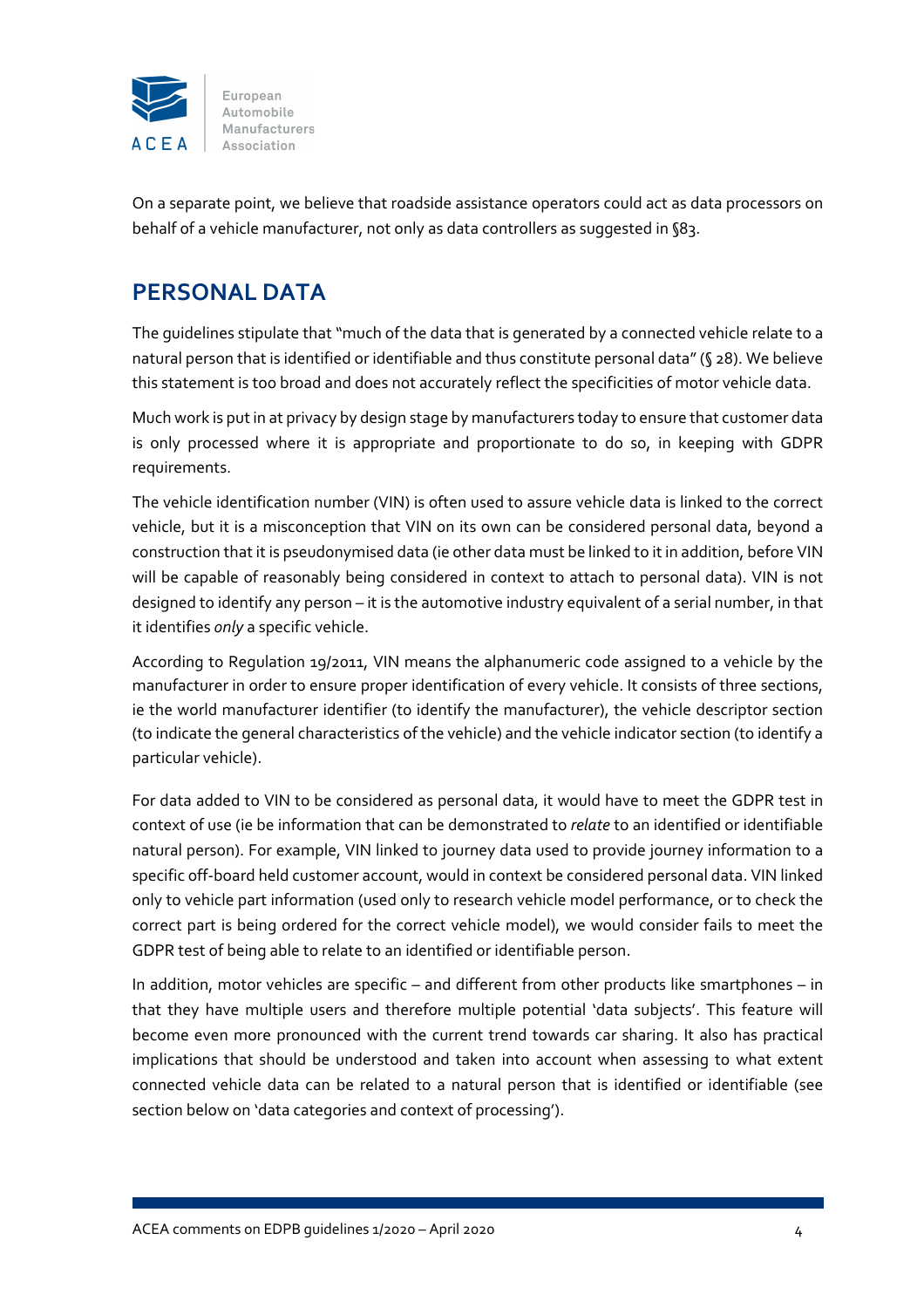On a separate point, we believe that roadside assistance operators could act as data processors on behalf of a vehicle manufacturer, not only as data controllers as suggested in §83.

## PERSONAL DATA

The guidelines stipulate that "much of the data that is generated by a connected vehicle relate to a natural person that is identified or identifiable and thus constitute personal data" (§ 28). We believe this statement is too broad and does not accurately reflect the specificities of motor vehicle data.

Much work is put in at privacy by design stage by manufacturers today to ensure that customer data is only processed where it is appropriate and proportionate to do so, in keeping with GDPR requirements.

The vehicle identification number (VIN) is often used to assure vehicle data is linked to the correct vehicle, but it is a misconception that VIN on its own can be considered personal data, beyond a construction that it is pseudonymised data (ie other data must be linked to it in addition, before VIN will be capable of reasonably being considered in context to attach to personal data). VIN is not designed to identify any person – it is the automotive industry equivalent of a serial number, in that it identifies *only* a specific vehicle.

According to Regulation 19/2011, VIN means the alphanumeric code assigned to a vehicle by the manufacturer in order to ensure proper identification of every vehicle. It consists of three sections, ie the world manufacturer identifier (to identify the manufacturer), the vehicle descriptor section (to indicate the general characteristics of the vehicle) and the vehicle indicator section (to identify a particular vehicle).

For data added to VIN to be considered as personal data, it would have to meet the GDPR test in context of use (ie be information that can be demonstrated to *relate* to an identified or identifiable natural person). For example, VIN linked to journey data used to provide journey information to a specific off-board held customer account, would in context be considered personal data. VIN linked only to vehicle part information (used only to research vehicle model performance, or to check the correct part is being ordered for the correct vehicle model), we would consider fails to meet the GDPR test of being able to relate to an identified or identifiable person.

In addition, motor vehicles are specific – and different from other products like smartphones – in that they have multiple users and therefore multiple potential 'data subjects'. This feature will become even more pronounced with the current trend towards car sharing. It also has practical implications that should be understood and taken into account when assessing to what extent connected vehicle data can be related to a natural person that is identified or identifiable (see section below on 'data categories and context of processing').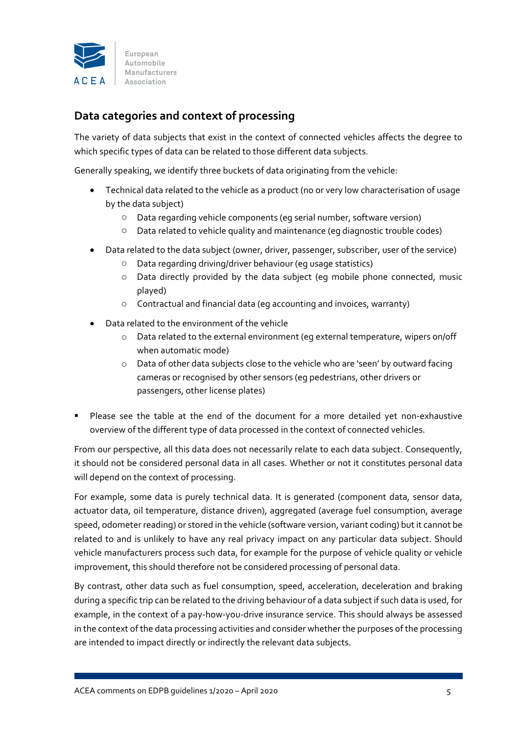## Data categories and context of processing

The variety of data subjects that exist in the context of connected vehicles affects the degree to which specific types of data can be related to those different data subjects.

Generally speaking, we identify three buckets of data originating from the vehicle:

- Technical data related to the vehicle as a product (no or very low characterisation of usage by the data subject)
  - Data regarding vehicle components (eg serial number, software version)
  - Data related to vehicle quality and maintenance (eg diagnostic trouble codes)
- Data related to the data subject (owner, driver, passenger, subscriber, user of the service)
  - Data regarding driving/driver behaviour (eg usage statistics)
  - Data directly provided by the data subject (eg mobile phone connected, music played)
  - Contractual and financial data (eg accounting and invoices, warranty)
- Data related to the environment of the vehicle
  - Data related to the external environment (eg external temperature, wipers on/off when automatic mode)
  - Data of other data subjects close to the vehicle who are 'seen' by outward facing cameras or recognised by other sensors (eg pedestrians, other drivers or passengers, other license plates)

- Please see the table at the end of the document for a more detailed yet non-exhaustive overview of the different type of data processed in the context of connected vehicles.

From our perspective, all this data does not necessarily relate to each data subject. Consequently, it should not be considered personal data in all cases. Whether or not it constitutes personal data will depend on the context of processing.

For example, some data is purely technical data. It is generated (component data, sensor data, actuator data, oil temperature, distance driven), aggregated (average fuel consumption, average speed, odometer reading) or stored in the vehicle (software version, variant coding) but it cannot be related to and is unlikely to have any real privacy impact on any particular data subject. Should vehicle manufacturers process such data, for example for the purpose of vehicle quality or vehicle improvement, this should therefore not be considered processing of personal data.

By contrast, other data such as fuel consumption, speed, acceleration, deceleration and braking during a specific trip can be related to the driving behaviour of a data subject if such data is used, for example, in the context of a pay-how-you-drive insurance service. This should always be assessed in the context of the data processing activities and consider whether the purposes of the processing are intended to impact directly or indirectly the relevant data subjects.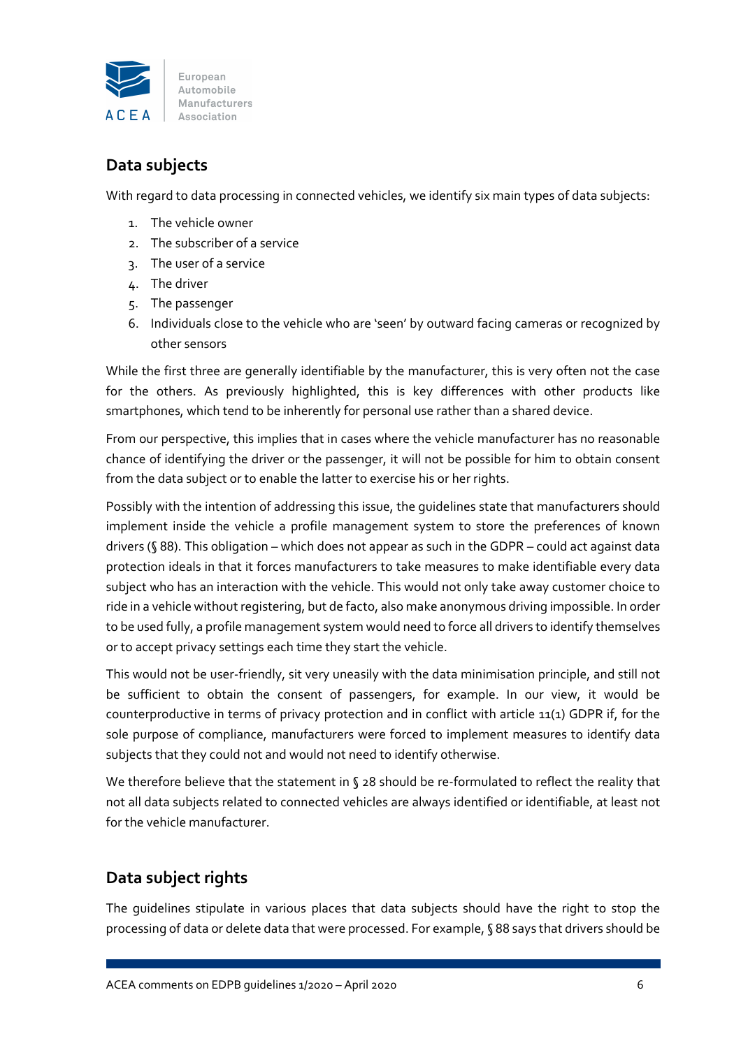## Data subjects

With regard to data processing in connected vehicles, we identify six main types of data subjects:

1. The vehicle owner
2. The subscriber of a service
3. The user of a service
4. The driver
5. The passenger
6. Individuals close to the vehicle who are 'seen' by outward facing cameras or recognized by other sensors

While the first three are generally identifiable by the manufacturer, this is very often not the case for the others. As previously highlighted, this is key differences with other products like smartphones, which tend to be inherently for personal use rather than a shared device.

From our perspective, this implies that in cases where the vehicle manufacturer has no reasonable chance of identifying the driver or the passenger, it will not be possible for him to obtain consent from the data subject or to enable the latter to exercise his or her rights.

Possibly with the intention of addressing this issue, the guidelines state that manufacturers should implement inside the vehicle a profile management system to store the preferences of known drivers (§ 88). This obligation – which does not appear as such in the GDPR – could act against data protection ideals in that it forces manufacturers to take measures to make identifiable every data subject who has an interaction with the vehicle. This would not only take away customer choice to ride in a vehicle without registering, but de facto, also make anonymous driving impossible. In order to be used fully, a profile management system would need to force all drivers to identify themselves or to accept privacy settings each time they start the vehicle.

This would not be user-friendly, sit very uneasily with the data minimisation principle, and still not be sufficient to obtain the consent of passengers, for example. In our view, it would be counterproductive in terms of privacy protection and in conflict with article 11(1) GDPR if, for the sole purpose of compliance, manufacturers were forced to implement measures to identify data subjects that they could not and would not need to identify otherwise.

We therefore believe that the statement in § 28 should be re-formulated to reflect the reality that not all data subjects related to connected vehicles are always identified or identifiable, at least not for the vehicle manufacturer.

## Data subject rights

The guidelines stipulate in various places that data subjects should have the right to stop the processing of data or delete data that were processed. For example, § 88 says that drivers should be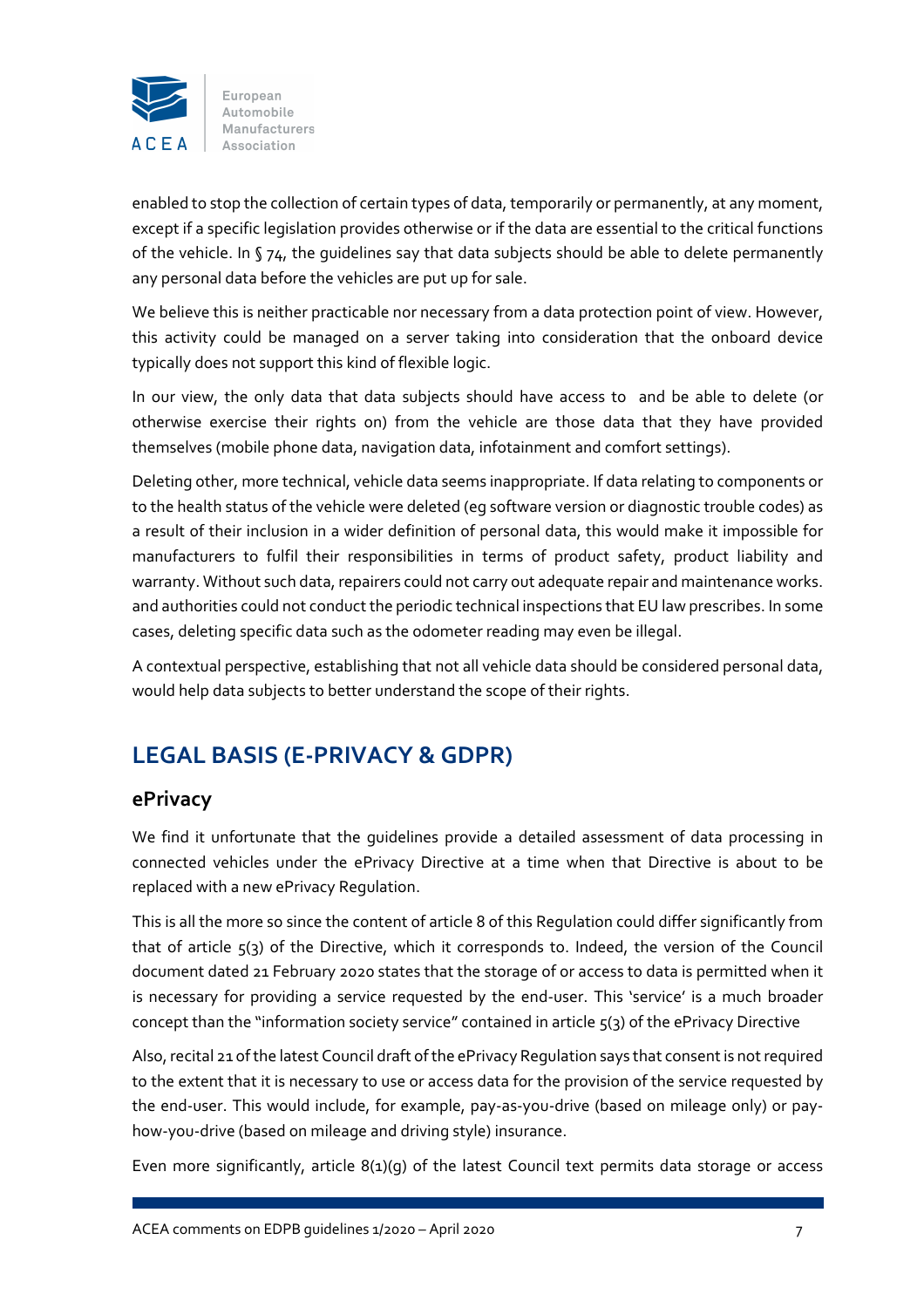enabled to stop the collection of certain types of data, temporarily or permanently, at any moment, except if a specific legislation provides otherwise or if the data are essential to the critical functions of the vehicle. In § 74, the guidelines say that data subjects should be able to delete permanently any personal data before the vehicles are put up for sale.

We believe this is neither practicable nor necessary from a data protection point of view. However, this activity could be managed on a server taking into consideration that the onboard device typically does not support this kind of flexible logic.

In our view, the only data that data subjects should have access to  and be able to delete (or otherwise exercise their rights on) from the vehicle are those data that they have provided themselves (mobile phone data, navigation data, infotainment and comfort settings).

Deleting other, more technical, vehicle data seems inappropriate. If data relating to components or to the health status of the vehicle were deleted (eg software version or diagnostic trouble codes) as a result of their inclusion in a wider definition of personal data, this would make it impossible for manufacturers to fulfil their responsibilities in terms of product safety, product liability and warranty. Without such data, repairers could not carry out adequate repair and maintenance works. and authorities could not conduct the periodic technical inspections that EU law prescribes. In some cases, deleting specific data such as the odometer reading may even be illegal.

A contextual perspective, establishing that not all vehicle data should be considered personal data, would help data subjects to better understand the scope of their rights.

## LEGAL BASIS (E-PRIVACY & GDPR)

### ePrivacy

We find it unfortunate that the guidelines provide a detailed assessment of data processing in connected vehicles under the ePrivacy Directive at a time when that Directive is about to be replaced with a new ePrivacy Regulation.

This is all the more so since the content of article 8 of this Regulation could differ significantly from that of article 5(3) of the Directive, which it corresponds to. Indeed, the version of the Council document dated 21 February 2020 states that the storage of or access to data is permitted when it is necessary for providing a service requested by the end-user. This 'service' is a much broader concept than the "information society service" contained in article 5(3) of the ePrivacy Directive

Also, recital 21 of the latest Council draft of the ePrivacy Regulation says that consent is not required to the extent that it is necessary to use or access data for the provision of the service requested by the end-user. This would include, for example, pay-as-you-drive (based on mileage only) or pay-how-you-drive (based on mileage and driving style) insurance.

Even more significantly, article 8(1)(g) of the latest Council text permits data storage or access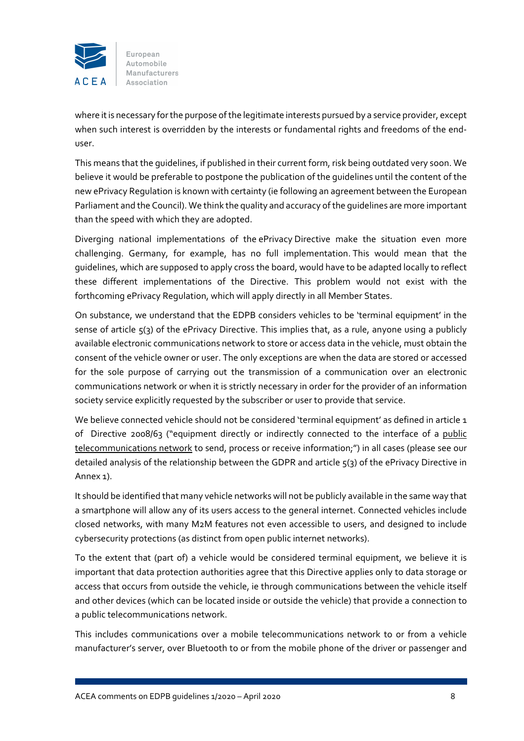where it is necessary for the purpose of the legitimate interests pursued by a service provider, except when such interest is overridden by the interests or fundamental rights and freedoms of the end-user.

This means that the guidelines, if published in their current form, risk being outdated very soon. We believe it would be preferable to postpone the publication of the guidelines until the content of the new ePrivacy Regulation is known with certainty (ie following an agreement between the European Parliament and the Council). We think the quality and accuracy of the guidelines are more important than the speed with which they are adopted.

Diverging national implementations of the ePrivacy Directive make the situation even more challenging. Germany, for example, has no full implementation. This would mean that the guidelines, which are supposed to apply cross the board, would have to be adapted locally to reflect these different implementations of the Directive. This problem would not exist with the forthcoming ePrivacy Regulation, which will apply directly in all Member States.

On substance, we understand that the EDPB considers vehicles to be 'terminal equipment' in the sense of article 5(3) of the ePrivacy Directive. This implies that, as a rule, anyone using a publicly available electronic communications network to store or access data in the vehicle, must obtain the consent of the vehicle owner or user. The only exceptions are when the data are stored or accessed for the sole purpose of carrying out the transmission of a communication over an electronic communications network or when it is strictly necessary in order for the provider of an information society service explicitly requested by the subscriber or user to provide that service.

We believe connected vehicle should not be considered 'terminal equipment' as defined in article 1 of Directive 2008/63 ("equipment directly or indirectly connected to the interface of a public telecommunications network to send, process or receive information;") in all cases (please see our detailed analysis of the relationship between the GDPR and article 5(3) of the ePrivacy Directive in Annex 1).

It should be identified that many vehicle networks will not be publicly available in the same way that a smartphone will allow any of its users access to the general internet. Connected vehicles include closed networks, with many M2M features not even accessible to users, and designed to include cybersecurity protections (as distinct from open public internet networks).

To the extent that (part of) a vehicle would be considered terminal equipment, we believe it is important that data protection authorities agree that this Directive applies only to data storage or access that occurs from outside the vehicle, ie through communications between the vehicle itself and other devices (which can be located inside or outside the vehicle) that provide a connection to a public telecommunications network.

This includes communications over a mobile telecommunications network to or from a vehicle manufacturer's server, over Bluetooth to or from the mobile phone of the driver or passenger and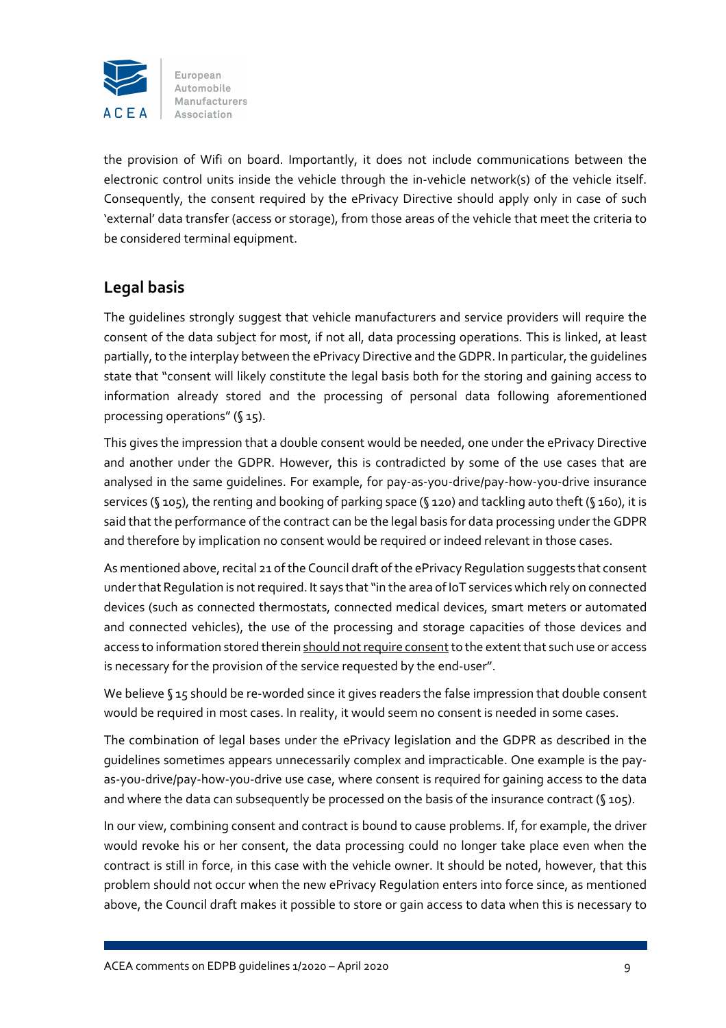the provision of Wifi on board. Importantly, it does not include communications between the electronic control units inside the vehicle through the in-vehicle network(s) of the vehicle itself. Consequently, the consent required by the ePrivacy Directive should apply only in case of such 'external' data transfer (access or storage), from those areas of the vehicle that meet the criteria to be considered terminal equipment.

## Legal basis

The guidelines strongly suggest that vehicle manufacturers and service providers will require the consent of the data subject for most, if not all, data processing operations. This is linked, at least partially, to the interplay between the ePrivacy Directive and the GDPR. In particular, the guidelines state that "consent will likely constitute the legal basis both for the storing and gaining access to information already stored and the processing of personal data following aforementioned processing operations" (§ 15).

This gives the impression that a double consent would be needed, one under the ePrivacy Directive and another under the GDPR. However, this is contradicted by some of the use cases that are analysed in the same guidelines. For example, for pay-as-you-drive/pay-how-you-drive insurance services (§ 105), the renting and booking of parking space (§ 120) and tackling auto theft (§ 160), it is said that the performance of the contract can be the legal basis for data processing under the GDPR and therefore by implication no consent would be required or indeed relevant in those cases.

As mentioned above, recital 21 of the Council draft of the ePrivacy Regulation suggests that consent under that Regulation is not required. It says that "in the area of IoT services which rely on connected devices (such as connected thermostats, connected medical devices, smart meters or automated and connected vehicles), the use of the processing and storage capacities of those devices and access to information stored therein should not require consent to the extent that such use or access is necessary for the provision of the service requested by the end-user".

We believe § 15 should be re-worded since it gives readers the false impression that double consent would be required in most cases. In reality, it would seem no consent is needed in some cases.

The combination of legal bases under the ePrivacy legislation and the GDPR as described in the guidelines sometimes appears unnecessarily complex and impracticable. One example is the pay-as-you-drive/pay-how-you-drive use case, where consent is required for gaining access to the data and where the data can subsequently be processed on the basis of the insurance contract (§ 105).

In our view, combining consent and contract is bound to cause problems. If, for example, the driver would revoke his or her consent, the data processing could no longer take place even when the contract is still in force, in this case with the vehicle owner. It should be noted, however, that this problem should not occur when the new ePrivacy Regulation enters into force since, as mentioned above, the Council draft makes it possible to store or gain access to data when this is necessary to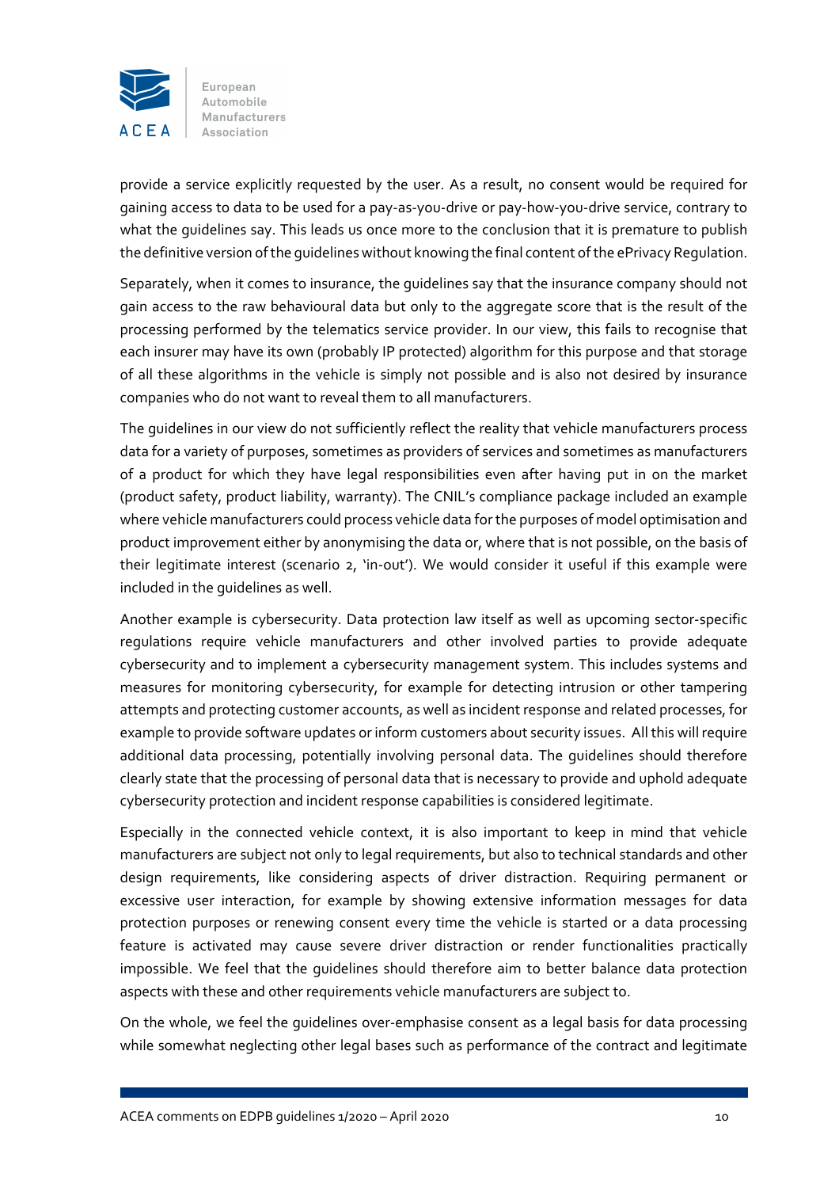provide a service explicitly requested by the user. As a result, no consent would be required for gaining access to data to be used for a pay-as-you-drive or pay-how-you-drive service, contrary to what the guidelines say. This leads us once more to the conclusion that it is premature to publish the definitive version of the guidelines without knowing the final content of the ePrivacy Regulation.

Separately, when it comes to insurance, the guidelines say that the insurance company should not gain access to the raw behavioural data but only to the aggregate score that is the result of the processing performed by the telematics service provider. In our view, this fails to recognise that each insurer may have its own (probably IP protected) algorithm for this purpose and that storage of all these algorithms in the vehicle is simply not possible and is also not desired by insurance companies who do not want to reveal them to all manufacturers.

The guidelines in our view do not sufficiently reflect the reality that vehicle manufacturers process data for a variety of purposes, sometimes as providers of services and sometimes as manufacturers of a product for which they have legal responsibilities even after having put in on the market (product safety, product liability, warranty). The CNIL's compliance package included an example where vehicle manufacturers could process vehicle data for the purposes of model optimisation and product improvement either by anonymising the data or, where that is not possible, on the basis of their legitimate interest (scenario 2, 'in-out'). We would consider it useful if this example were included in the guidelines as well.

Another example is cybersecurity. Data protection law itself as well as upcoming sector-specific regulations require vehicle manufacturers and other involved parties to provide adequate cybersecurity and to implement a cybersecurity management system. This includes systems and measures for monitoring cybersecurity, for example for detecting intrusion or other tampering attempts and protecting customer accounts, as well as incident response and related processes, for example to provide software updates or inform customers about security issues. All this will require additional data processing, potentially involving personal data. The guidelines should therefore clearly state that the processing of personal data that is necessary to provide and uphold adequate cybersecurity protection and incident response capabilities is considered legitimate.

Especially in the connected vehicle context, it is also important to keep in mind that vehicle manufacturers are subject not only to legal requirements, but also to technical standards and other design requirements, like considering aspects of driver distraction. Requiring permanent or excessive user interaction, for example by showing extensive information messages for data protection purposes or renewing consent every time the vehicle is started or a data processing feature is activated may cause severe driver distraction or render functionalities practically impossible. We feel that the guidelines should therefore aim to better balance data protection aspects with these and other requirements vehicle manufacturers are subject to.

On the whole, we feel the guidelines over-emphasise consent as a legal basis for data processing while somewhat neglecting other legal bases such as performance of the contract and legitimate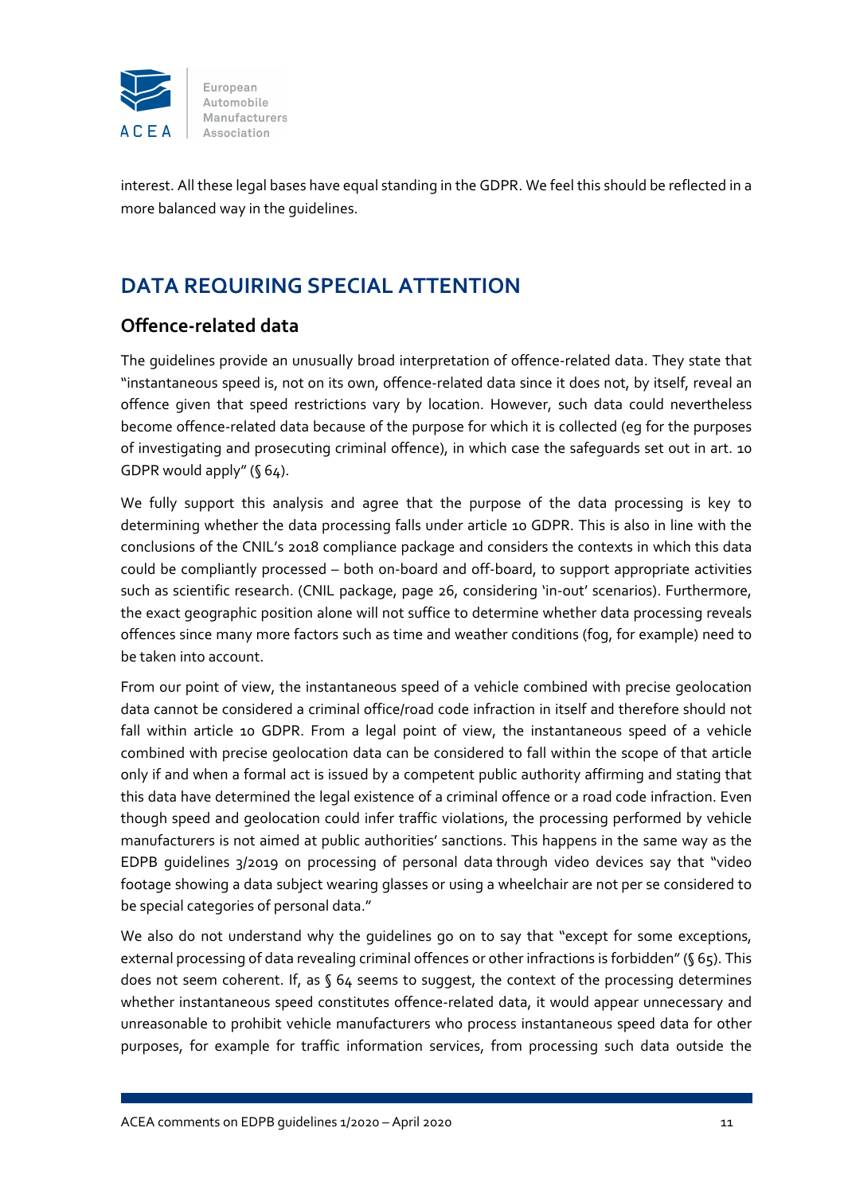interest. All these legal bases have equal standing in the GDPR. We feel this should be reflected in a more balanced way in the guidelines.

## DATA REQUIRING SPECIAL ATTENTION

### Offence-related data

The guidelines provide an unusually broad interpretation of offence-related data. They state that "instantaneous speed is, not on its own, offence-related data since it does not, by itself, reveal an offence given that speed restrictions vary by location. However, such data could nevertheless become offence-related data because of the purpose for which it is collected (eg for the purposes of investigating and prosecuting criminal offence), in which case the safeguards set out in art. 10 GDPR would apply" (§ 64).

We fully support this analysis and agree that the purpose of the data processing is key to determining whether the data processing falls under article 10 GDPR. This is also in line with the conclusions of the CNIL's 2018 compliance package and considers the contexts in which this data could be compliantly processed – both on-board and off-board, to support appropriate activities such as scientific research. (CNIL package, page 26, considering 'in-out' scenarios). Furthermore, the exact geographic position alone will not suffice to determine whether data processing reveals offences since many more factors such as time and weather conditions (fog, for example) need to be taken into account.

From our point of view, the instantaneous speed of a vehicle combined with precise geolocation data cannot be considered a criminal office/road code infraction in itself and therefore should not fall within article 10 GDPR. From a legal point of view, the instantaneous speed of a vehicle combined with precise geolocation data can be considered to fall within the scope of that article only if and when a formal act is issued by a competent public authority affirming and stating that this data have determined the legal existence of a criminal offence or a road code infraction. Even though speed and geolocation could infer traffic violations, the processing performed by vehicle manufacturers is not aimed at public authorities' sanctions. This happens in the same way as the EDPB guidelines 3/2019 on processing of personal data through video devices say that "video footage showing a data subject wearing glasses or using a wheelchair are not per se considered to be special categories of personal data."

We also do not understand why the guidelines go on to say that "except for some exceptions, external processing of data revealing criminal offences or other infractions is forbidden" (§ 65). This does not seem coherent. If, as § 64 seems to suggest, the context of the processing determines whether instantaneous speed constitutes offence-related data, it would appear unnecessary and unreasonable to prohibit vehicle manufacturers who process instantaneous speed data for other purposes, for example for traffic information services, from processing such data outside the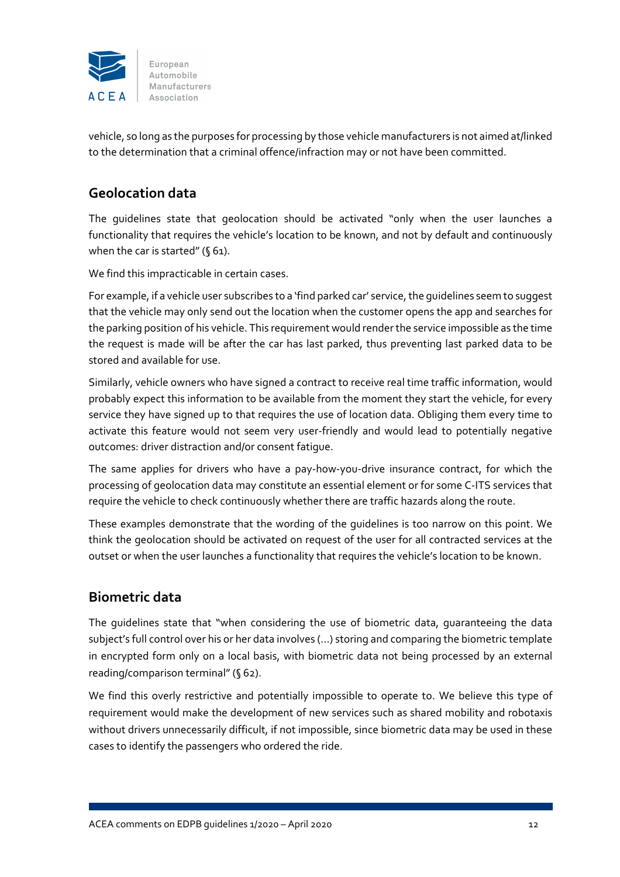vehicle, so long as the purposes for processing by those vehicle manufacturers is not aimed at/linked to the determination that a criminal offence/infraction may or not have been committed.

## Geolocation data

The guidelines state that geolocation should be activated "only when the user launches a functionality that requires the vehicle's location to be known, and not by default and continuously when the car is started" (§ 61).

We find this impracticable in certain cases.

For example, if a vehicle user subscribes to a 'find parked car' service, the guidelines seem to suggest that the vehicle may only send out the location when the customer opens the app and searches for the parking position of his vehicle. This requirement would render the service impossible as the time the request is made will be after the car has last parked, thus preventing last parked data to be stored and available for use.

Similarly, vehicle owners who have signed a contract to receive real time traffic information, would probably expect this information to be available from the moment they start the vehicle, for every service they have signed up to that requires the use of location data. Obliging them every time to activate this feature would not seem very user-friendly and would lead to potentially negative outcomes: driver distraction and/or consent fatigue.

The same applies for drivers who have a pay-how-you-drive insurance contract, for which the processing of geolocation data may constitute an essential element or for some C-ITS services that require the vehicle to check continuously whether there are traffic hazards along the route.

These examples demonstrate that the wording of the guidelines is too narrow on this point. We think the geolocation should be activated on request of the user for all contracted services at the outset or when the user launches a functionality that requires the vehicle's location to be known.

## Biometric data

The guidelines state that "when considering the use of biometric data, guaranteeing the data subject's full control over his or her data involves (...) storing and comparing the biometric template in encrypted form only on a local basis, with biometric data not being processed by an external reading/comparison terminal" (§ 62).

We find this overly restrictive and potentially impossible to operate to. We believe this type of requirement would make the development of new services such as shared mobility and robotaxis without drivers unnecessarily difficult, if not impossible, since biometric data may be used in these cases to identify the passengers who ordered the ride.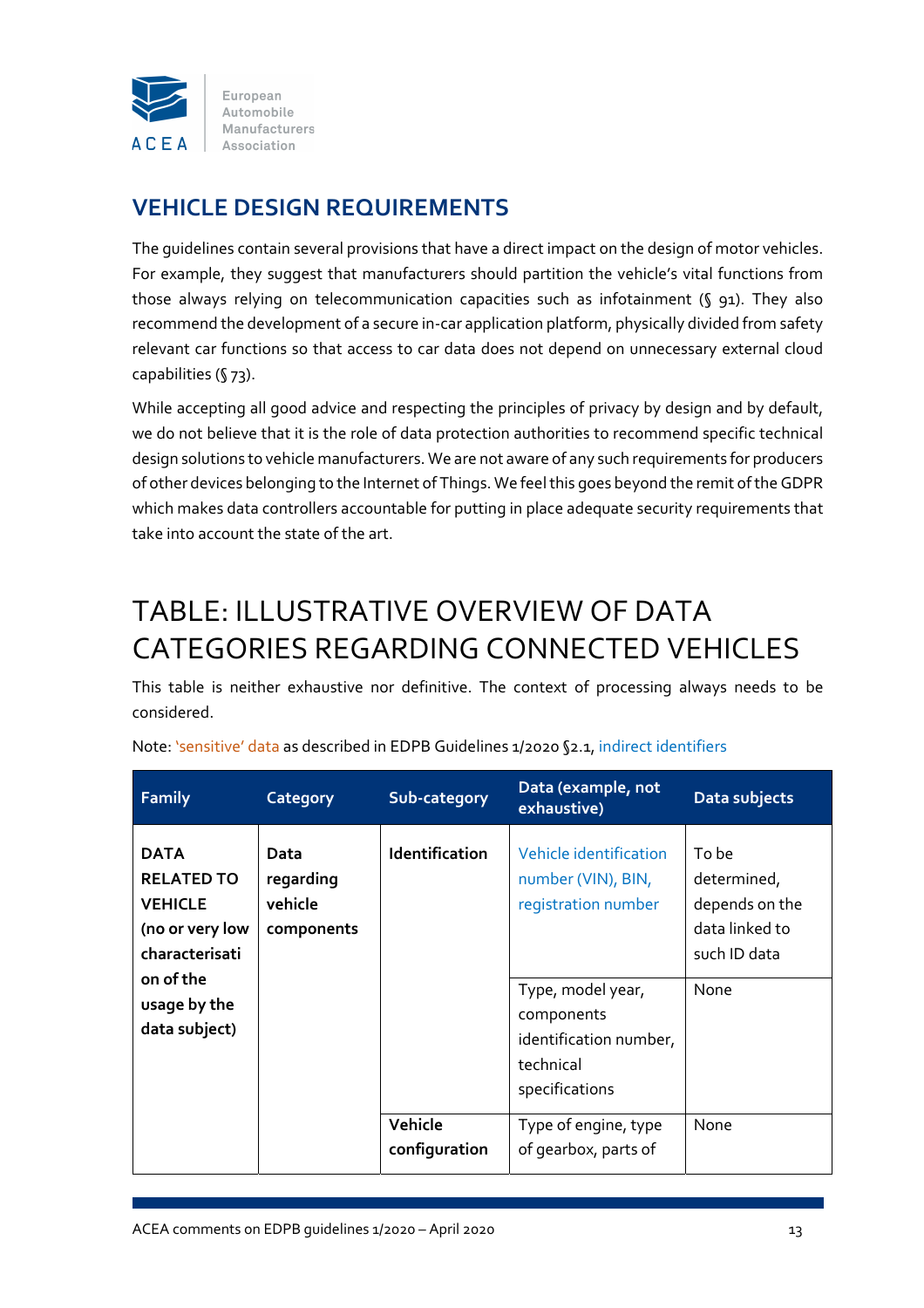## VEHICLE DESIGN REQUIREMENTS

The guidelines contain several provisions that have a direct impact on the design of motor vehicles. For example, they suggest that manufacturers should partition the vehicle's vital functions from those always relying on telecommunication capacities such as infotainment (§ 91). They also recommend the development of a secure in-car application platform, physically divided from safety relevant car functions so that access to car data does not depend on unnecessary external cloud capabilities (§ 73).

While accepting all good advice and respecting the principles of privacy by design and by default, we do not believe that it is the role of data protection authorities to recommend specific technical design solutions to vehicle manufacturers. We are not aware of any such requirements for producers of other devices belonging to the Internet of Things. We feel this goes beyond the remit of the GDPR which makes data controllers accountable for putting in place adequate security requirements that take into account the state of the art.

# TABLE: ILLUSTRATIVE OVERVIEW OF DATA CATEGORIES REGARDING CONNECTED VEHICLES

This table is neither exhaustive nor definitive. The context of processing always needs to be considered.

Note: 'sensitive' data as described in EDPB Guidelines 1/2020 §2.1, indirect identifiers

| Family | Category | Sub-category | Data (example, not exhaustive) | Data subjects |
|---|---|---|---|---|
| **DATA RELATED TO VEHICLE (no or very low characterisation of the usage by the data subject)** | **Data regarding vehicle components** | **Identification** | Vehicle identification number (VIN), BIN, registration number | To be determined, depends on the data linked to such ID data |
| | | | Type, model year, components identification number, technical specifications | None |
| | | **Vehicle configuration** | Type of engine, type of gearbox, parts of | None |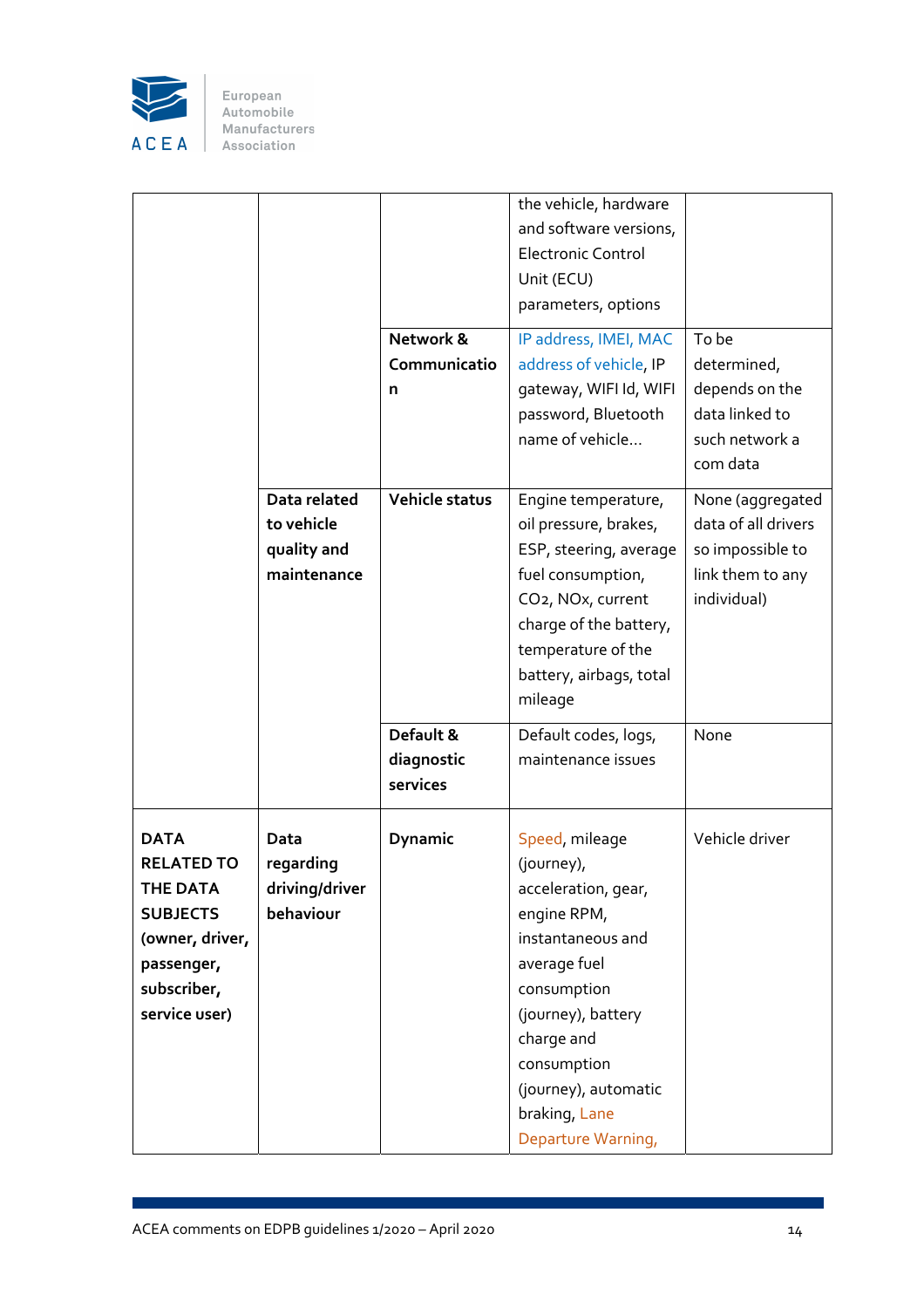| | | | | |
|---|---|---|---|---|
| | | | the vehicle, hardware and software versions, Electronic Control Unit (ECU) parameters, options | |
| | | **Network & Communication** | IP address, IMEI, MAC address of vehicle, IP gateway, WIFI Id, WIFI password, Bluetooth name of vehicle… | To be determined, depends on the data linked to such network a com data |
| | **Data related to vehicle quality and maintenance** | **Vehicle status** | Engine temperature, oil pressure, brakes, ESP, steering, average fuel consumption, $CO_2$, $NO_x$, current charge of the battery, temperature of the battery, airbags, total mileage | None (aggregated data of all drivers so impossible to link them to any individual) |
| | | **Default & diagnostic services** | Default codes, logs, maintenance issues | None |
| **DATA RELATED TO THE DATA SUBJECTS (owner, driver, passenger, subscriber, service user)** | **Data regarding driving/driver behaviour** | **Dynamic** | Speed, mileage (journey), acceleration, gear, engine RPM, instantaneous and average fuel consumption (journey), battery charge and consumption (journey), automatic braking, Lane Departure Warning, | Vehicle driver |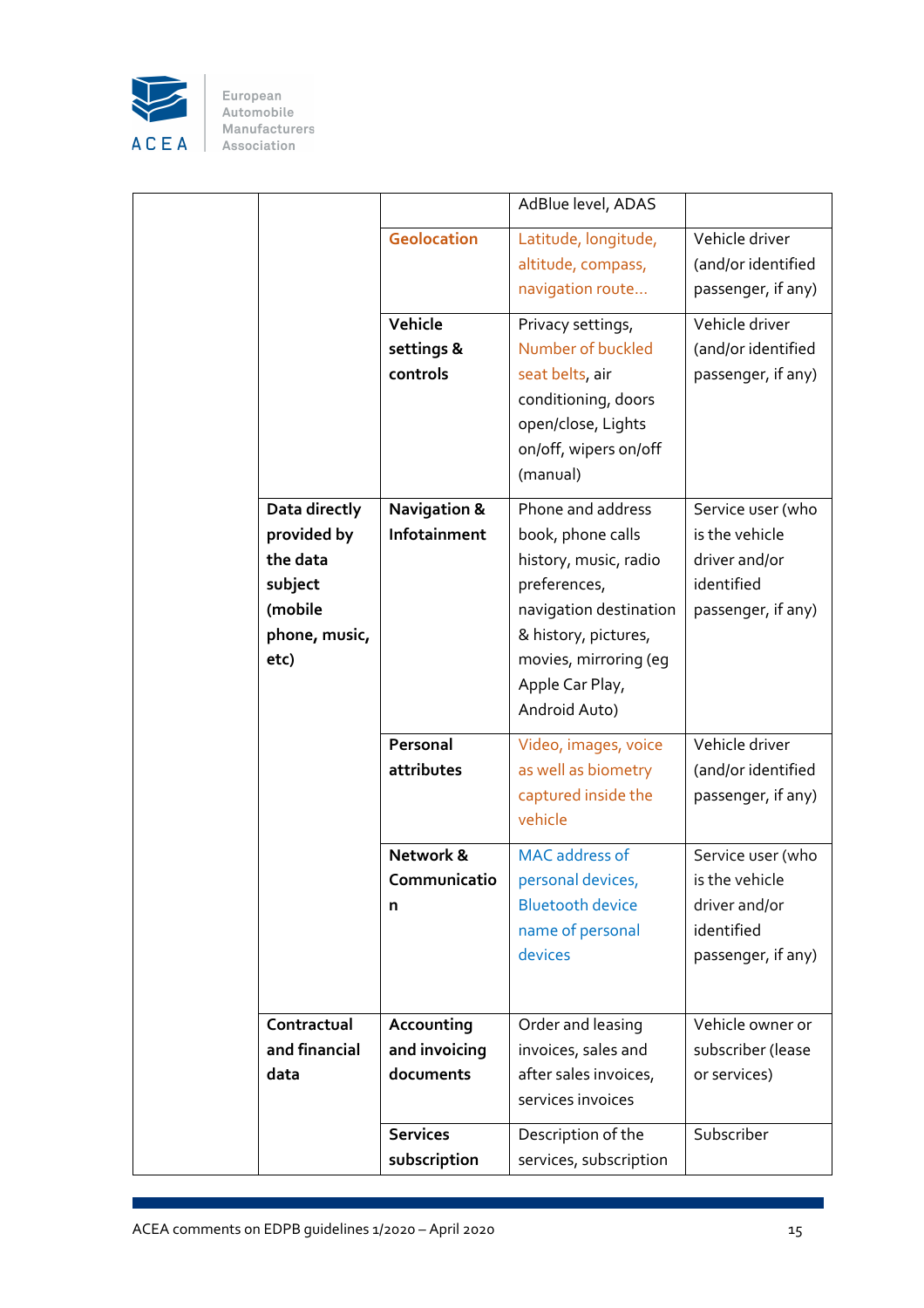| | | | | |
|---|---|---|---|---|
| | | | AdBlue level, ADAS | |
| | | **Geolocation** | Latitude, longitude, altitude, compass, navigation route… | Vehicle driver (and/or identified passenger, if any) |
| | | **Vehicle settings & controls** | Privacy settings, Number of buckled seat belts, air conditioning, doors open/close, Lights on/off, wipers on/off (manual) | Vehicle driver (and/or identified passenger, if any) |
| | **Data directly provided by the data subject (mobile phone, music, etc)** | **Navigation & Infotainment** | Phone and address book, phone calls history, music, radio preferences, navigation destination & history, pictures, movies, mirroring (eg Apple Car Play, Android Auto) | Service user (who is the vehicle driver and/or identified passenger, if any) |
| | | **Personal attributes** | Video, images, voice as well as biometry captured inside the vehicle | Vehicle driver (and/or identified passenger, if any) |
| | | **Network & Communication** | MAC address of personal devices, Bluetooth device name of personal devices | Service user (who is the vehicle driver and/or identified passenger, if any) |
| | **Contractual and financial data** | **Accounting and invoicing documents** | Order and leasing invoices, sales and after sales invoices, services invoices | Vehicle owner or subscriber (lease or services) |
| | | **Services subscription** | Description of the services, subscription | Subscriber |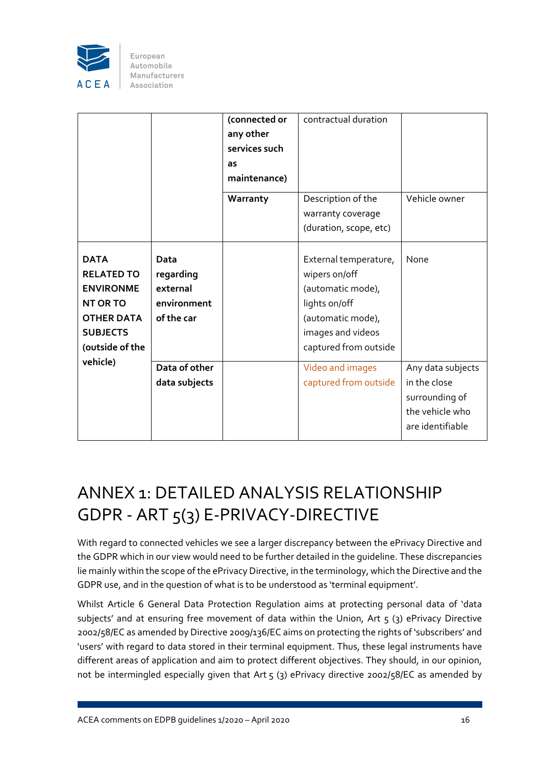| | | **(connected or any other services such as maintenance)** | contractual duration | |
|---|---|---|---|---|
| | | **Warranty** | Description of the warranty coverage (duration, scope, etc) | Vehicle owner |
| **DATA RELATED TO ENVIRONMENT OR TO OTHER DATA SUBJECTS (outside of the vehicle)** | **Data regarding external environment of the car** | | External temperature, wipers on/off (automatic mode), lights on/off (automatic mode), images and videos captured from outside | None |
| | **Data of other data subjects** | | Video and images captured from outside | Any data subjects in the close surrounding of the vehicle who are identifiable |

# ANNEX 1: DETAILED ANALYSIS RELATIONSHIP GDPR - ART 5(3) E-PRIVACY-DIRECTIVE

With regard to connected vehicles we see a larger discrepancy between the ePrivacy Directive and the GDPR which in our view would need to be further detailed in the guideline. These discrepancies lie mainly within the scope of the ePrivacy Directive, in the terminology, which the Directive and the GDPR use, and in the question of what is to be understood as 'terminal equipment'.

Whilst Article 6 General Data Protection Regulation aims at protecting personal data of 'data subjects' and at ensuring free movement of data within the Union, Art 5 (3) ePrivacy Directive 2002/58/EC as amended by Directive 2009/136/EC aims on protecting the rights of 'subscribers' and 'users' with regard to data stored in their terminal equipment. Thus, these legal instruments have different areas of application and aim to protect different objectives. They should, in our opinion, not be intermingled especially given that Art 5 (3) ePrivacy directive 2002/58/EC as amended by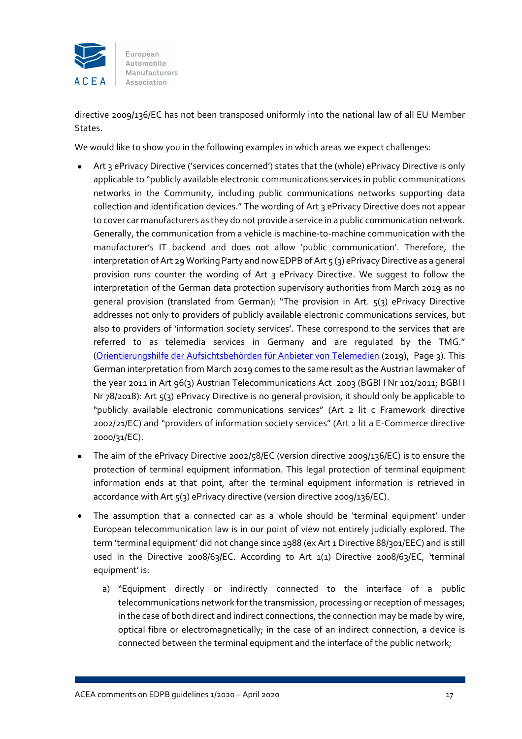directive 2009/136/EC has not been transposed uniformly into the national law of all EU Member States.

We would like to show you in the following examples in which areas we expect challenges:

- Art 3 ePrivacy Directive ('services concerned') states that the (whole) ePrivacy Directive is only applicable to "publicly available electronic communications services in public communications networks in the Community, including public communications networks supporting data collection and identification devices." The wording of Art 3 ePrivacy Directive does not appear to cover car manufacturers as they do not provide a service in a public communication network. Generally, the communication from a vehicle is machine-to-machine communication with the manufacturer's IT backend and does not allow 'public communication'. Therefore, the interpretation of Art 29 Working Party and now EDPB of Art 5 (3) ePrivacy Directive as a general provision runs counter the wording of Art 3 ePrivacy Directive. We suggest to follow the interpretation of the German data protection supervisory authorities from March 2019 as no general provision (translated from German): "The provision in Art. 5(3) ePrivacy Directive addresses not only to providers of publicly available electronic communications services, but also to providers of 'information society services'. These correspond to the services that are referred to as telemedia services in Germany and are regulated by the TMG." ([Orientierungshilfe der Aufsichtsbehörden für Anbieter von Telemedien](Orientierungshilfe der Aufsichtsbehörden für Anbieter von Telemedien) (2019), Page 3). This German interpretation from March 2019 comes to the same result as the Austrian lawmaker of the year 2011 in Art 96(3) Austrian Telecommunications Act 2003 (BGBl I Nr 102/2011; BGBl I Nr 78/2018): Art 5(3) ePrivacy Directive is no general provision, it should only be applicable to "publicly available electronic communications services" (Art 2 lit c Framework directive 2002/21/EC) and "providers of information society services" (Art 2 lit a E-Commerce directive 2000/31/EC).
- The aim of the ePrivacy Directive 2002/58/EC (version directive 2009/136/EC) is to ensure the protection of terminal equipment information. This legal protection of terminal equipment information ends at that point, after the terminal equipment information is retrieved in accordance with Art 5(3) ePrivacy directive (version directive 2009/136/EC).
- The assumption that a connected car as a whole should be 'terminal equipment' under European telecommunication law is in our point of view not entirely judicially explored. The term 'terminal equipment' did not change since 1988 (ex Art 1 Directive 88/301/EEC) and is still used in the Directive 2008/63/EC. According to Art 1(1) Directive 2008/63/EC, 'terminal equipment' is:

  a) "Equipment directly or indirectly connected to the interface of a public telecommunications network for the transmission, processing or reception of messages; in the case of both direct and indirect connections, the connection may be made by wire, optical fibre or electromagnetically; in the case of an indirect connection, a device is connected between the terminal equipment and the interface of the public network;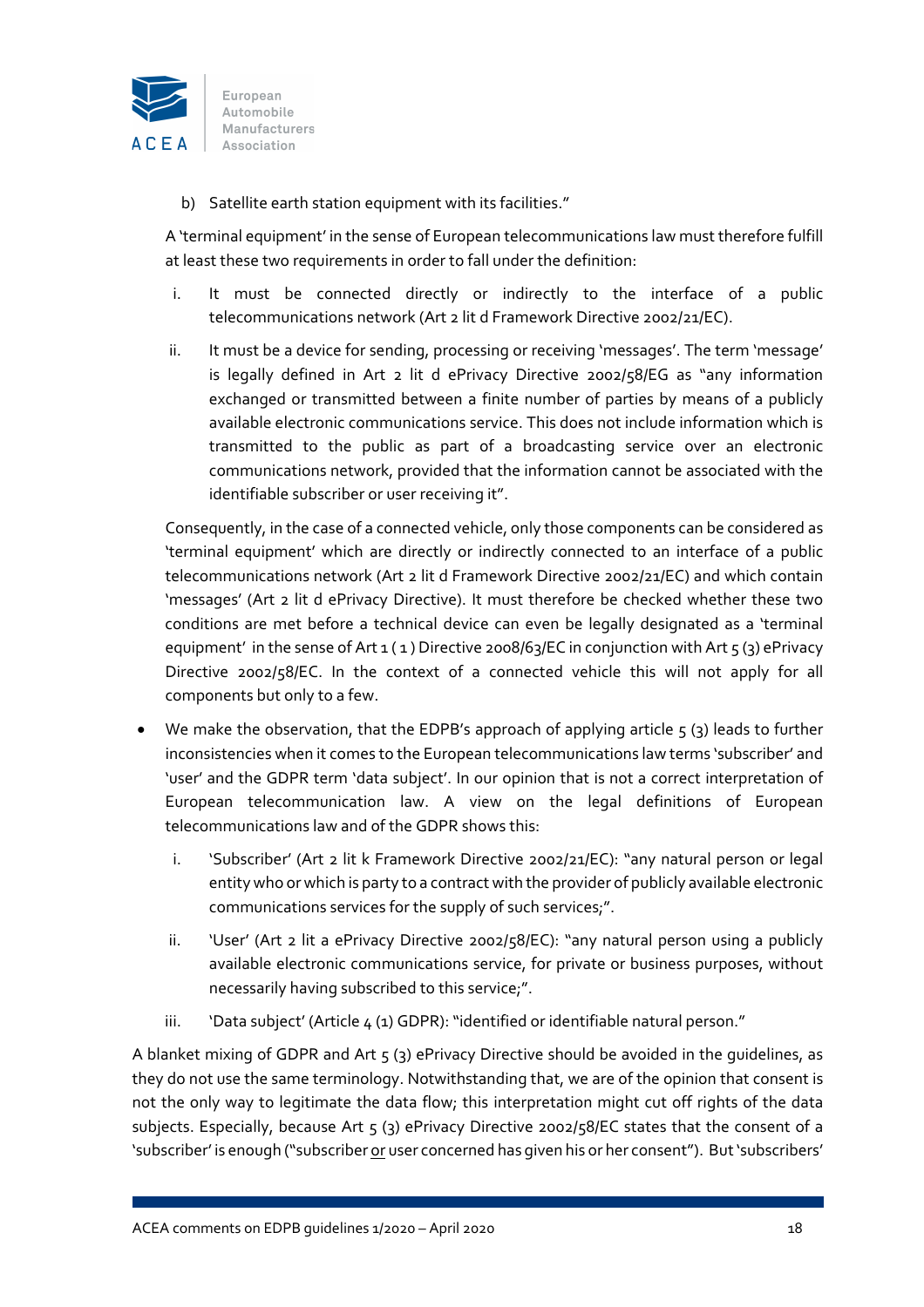b) Satellite earth station equipment with its facilities."

A 'terminal equipment' in the sense of European telecommunications law must therefore fulfill at least these two requirements in order to fall under the definition:

i. It must be connected directly or indirectly to the interface of a public telecommunications network (Art 2 lit d Framework Directive 2002/21/EC).

ii. It must be a device for sending, processing or receiving 'messages'. The term 'message' is legally defined in Art 2 lit d ePrivacy Directive 2002/58/EG as "any information exchanged or transmitted between a finite number of parties by means of a publicly available electronic communications service. This does not include information which is transmitted to the public as part of a broadcasting service over an electronic communications network, provided that the information cannot be associated with the identifiable subscriber or user receiving it".

Consequently, in the case of a connected vehicle, only those components can be considered as 'terminal equipment' which are directly or indirectly connected to an interface of a public telecommunications network (Art 2 lit d Framework Directive 2002/21/EC) and which contain 'messages' (Art 2 lit d ePrivacy Directive). It must therefore be checked whether these two conditions are met before a technical device can even be legally designated as a 'terminal equipment' in the sense of Art 1 ( 1 ) Directive 2008/63/EC in conjunction with Art 5 (3) ePrivacy Directive 2002/58/EC. In the context of a connected vehicle this will not apply for all components but only to a few.

- We make the observation, that the EDPB's approach of applying article 5 (3) leads to further inconsistencies when it comes to the European telecommunications law terms 'subscriber' and 'user' and the GDPR term 'data subject'. In our opinion that is not a correct interpretation of European telecommunication law. A view on the legal definitions of European telecommunications law and of the GDPR shows this:

  i. 'Subscriber' (Art 2 lit k Framework Directive 2002/21/EC): "any natural person or legal entity who or which is party to a contract with the provider of publicly available electronic communications services for the supply of such services;".

  ii. 'User' (Art 2 lit a ePrivacy Directive 2002/58/EC): "any natural person using a publicly available electronic communications service, for private or business purposes, without necessarily having subscribed to this service;".

  iii. 'Data subject' (Article 4 (1) GDPR): "identified or identifiable natural person."

A blanket mixing of GDPR and Art 5 (3) ePrivacy Directive should be avoided in the guidelines, as they do not use the same terminology. Notwithstanding that, we are of the opinion that consent is not the only way to legitimate the data flow; this interpretation might cut off rights of the data subjects. Especially, because Art 5 (3) ePrivacy Directive 2002/58/EC states that the consent of a 'subscriber' is enough ("subscriber <u>or</u> user concerned has given his or her consent"). But 'subscribers'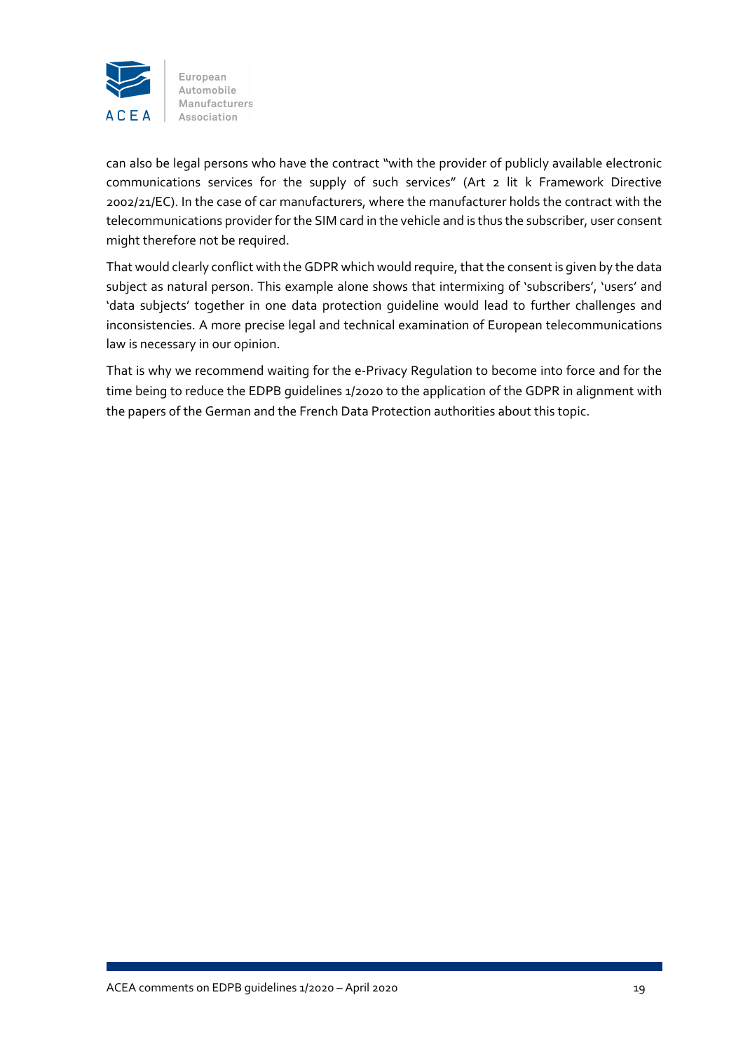can also be legal persons who have the contract "with the provider of publicly available electronic communications services for the supply of such services" (Art 2 lit k Framework Directive 2002/21/EC). In the case of car manufacturers, where the manufacturer holds the contract with the telecommunications provider for the SIM card in the vehicle and is thus the subscriber, user consent might therefore not be required.

That would clearly conflict with the GDPR which would require, that the consent is given by the data subject as natural person. This example alone shows that intermixing of 'subscribers', 'users' and 'data subjects' together in one data protection guideline would lead to further challenges and inconsistencies. A more precise legal and technical examination of European telecommunications law is necessary in our opinion.

That is why we recommend waiting for the e-Privacy Regulation to become into force and for the time being to reduce the EDPB guidelines 1/2020 to the application of the GDPR in alignment with the papers of the German and the French Data Protection authorities about this topic.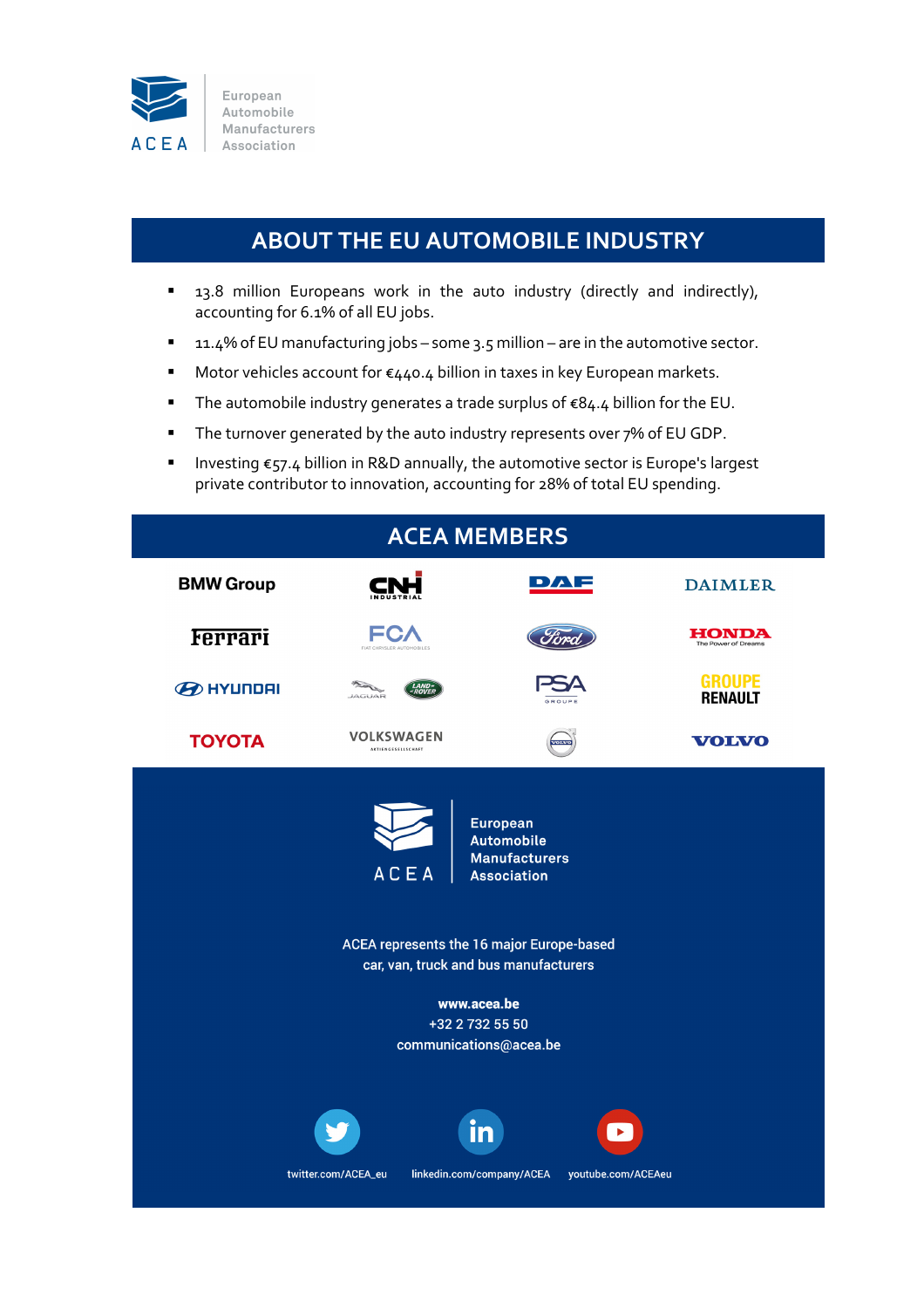European Automobile Manufacturers Association

## ABOUT THE EU AUTOMOBILE INDUSTRY

- 13.8 million Europeans work in the auto industry (directly and indirectly), accounting for 6.1% of all EU jobs.
- 11.4% of EU manufacturing jobs – some 3.5 million – are in the automotive sector.
- Motor vehicles account for €440.4 billion in taxes in key European markets.
- The automobile industry generates a trade surplus of €84.4 billion for the EU.
- The turnover generated by the auto industry represents over 7% of EU GDP.
- Investing €57.4 billion in R&D annually, the automotive sector is Europe's largest private contributor to innovation, accounting for 28% of total EU spending.

## ACEA MEMBERS

| | | | |
|---|---|---|---|
| BMW Group | CNH Industrial | DAF | DAIMLER |
| Ferrari | FCA | Ford | HONDA |
| HYUNDAI | Jaguar Land Rover | PSA Groupe | Groupe Renault |
| TOYOTA | VOLKSWAGEN | Volvo | VOLVO |

ACEA European Automobile Manufacturers Association

ACEA represents the 16 major Europe-based car, van, truck and bus manufacturers

**www.acea.be**
+32 2 732 55 50
communications@acea.be

twitter.com/ACEA_eu linkedin.com/company/ACEA youtube.com/ACEAeu